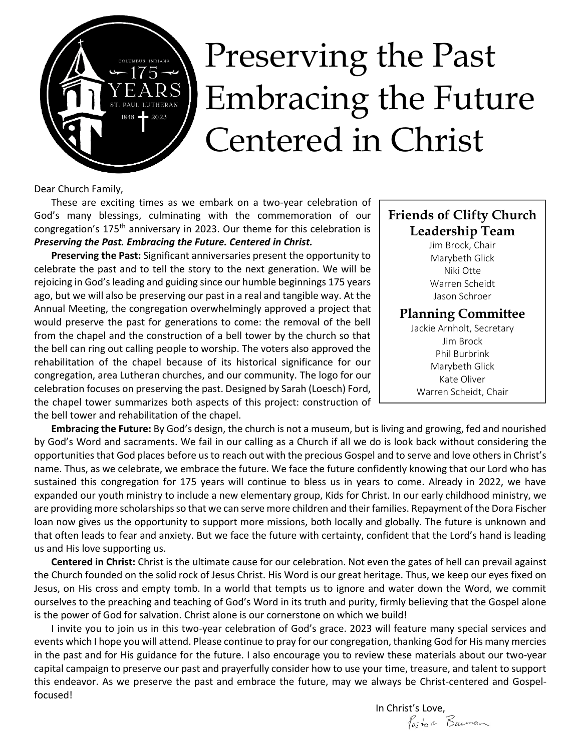# Preserving the Past Embracing the Future Centered in Christ

Dear Church Family,

These are exciting times as we embark on a two-year celebration of God's many blessings, culminating with the commemoration of our congregation's 175th anniversary in 2023. Our theme for this celebration is ***Preserving the Past. Embracing the Future. Centered in Christ.***

**Preserving the Past:** Significant anniversaries present the opportunity to celebrate the past and to tell the story to the next generation. We will be rejoicing in God's leading and guiding since our humble beginnings 175 years ago, but we will also be preserving our past in a real and tangible way. At the Annual Meeting, the congregation overwhelmingly approved a project that would preserve the past for generations to come: the removal of the bell from the chapel and the construction of a bell tower by the church so that the bell can ring out calling people to worship. The voters also approved the rehabilitation of the chapel because of its historical significance for our congregation, area Lutheran churches, and our community. The logo for our celebration focuses on preserving the past. Designed by Sarah (Loesch) Ford, the chapel tower summarizes both aspects of this project: construction of the bell tower and rehabilitation of the chapel.

**Embracing the Future:** By God's design, the church is not a museum, but is living and growing, fed and nourished by God's Word and sacraments. We fail in our calling as a Church if all we do is look back without considering the opportunities that God places before us to reach out with the precious Gospel and to serve and love others in Christ's name. Thus, as we celebrate, we embrace the future. We face the future confidently knowing that our Lord who has sustained this congregation for 175 years will continue to bless us in years to come. Already in 2022, we have expanded our youth ministry to include a new elementary group, Kids for Christ. In our early childhood ministry, we are providing more scholarships so that we can serve more children and their families. Repayment of the Dora Fischer loan now gives us the opportunity to support more missions, both locally and globally. The future is unknown and that often leads to fear and anxiety. But we face the future with certainty, confident that the Lord's hand is leading us and His love supporting us.

**Centered in Christ:** Christ is the ultimate cause for our celebration. Not even the gates of hell can prevail against the Church founded on the solid rock of Jesus Christ. His Word is our great heritage. Thus, we keep our eyes fixed on Jesus, on His cross and empty tomb. In a world that tempts us to ignore and water down the Word, we commit ourselves to the preaching and teaching of God's Word in its truth and purity, firmly believing that the Gospel alone is the power of God for salvation. Christ alone is our cornerstone on which we build!

I invite you to join us in this two-year celebration of God's grace. 2023 will feature many special services and events which I hope you will attend. Please continue to pray for our congregation, thanking God for His many mercies in the past and for His guidance for the future. I also encourage you to review these materials about our two-year capital campaign to preserve our past and prayerfully consider how to use your time, treasure, and talent to support this endeavor. As we preserve the past and embrace the future, may we always be Christ-centered and Gospel-focused!

In Christ's Love,
Pastor Bauman

## Friends of Clifty Church Leadership Team

Jim Brock, Chair
Marybeth Glick
Niki Otte
Warren Scheidt
Jason Schroer

## Planning Committee

Jackie Arnholt, Secretary
Jim Brock
Phil Burbrink
Marybeth Glick
Kate Oliver
Warren Scheidt, Chair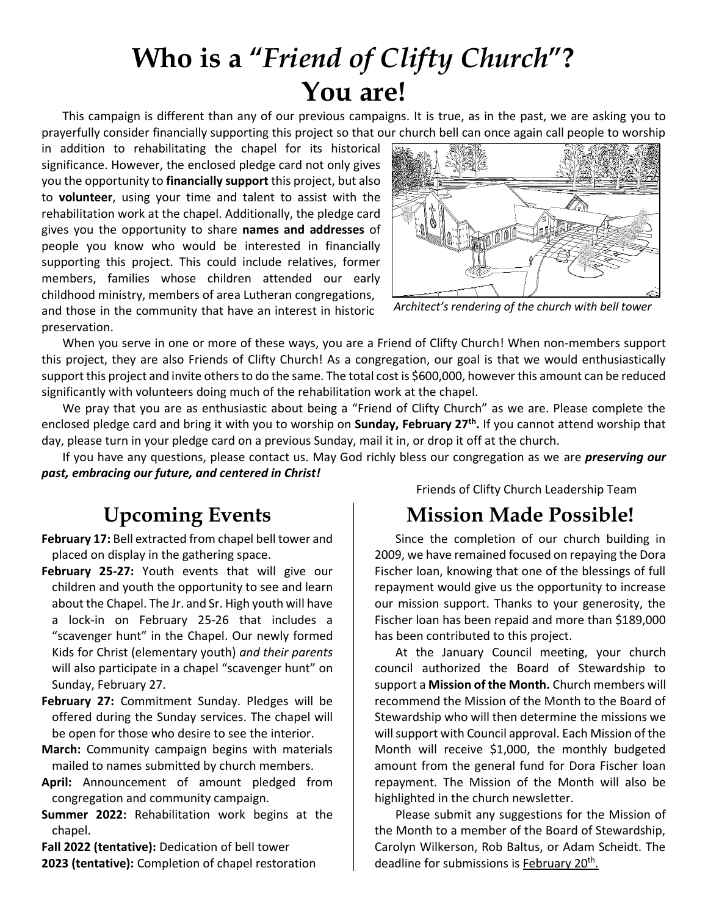# Who is a "*Friend of Clifty Church*"? You are!

This campaign is different than any of our previous campaigns. It is true, as in the past, we are asking you to prayerfully consider financially supporting this project so that our church bell can once again call people to worship in addition to rehabilitating the chapel for its historical significance. However, the enclosed pledge card not only gives you the opportunity to **financially support** this project, but also to **volunteer**, using your time and talent to assist with the rehabilitation work at the chapel. Additionally, the pledge card gives you the opportunity to share **names and addresses** of people you know who would be interested in financially supporting this project. This could include relatives, former members, families whose children attended our early childhood ministry, members of area Lutheran congregations, and those in the community that have an interest in historic preservation.

*Architect's rendering of the church with bell tower*

When you serve in one or more of these ways, you are a Friend of Clifty Church! When non-members support this project, they are also Friends of Clifty Church! As a congregation, our goal is that we would enthusiastically support this project and invite others to do the same. The total cost is $600,000, however this amount can be reduced significantly with volunteers doing much of the rehabilitation work at the chapel.

We pray that you are as enthusiastic about being a "Friend of Clifty Church" as we are. Please complete the enclosed pledge card and bring it with you to worship on **Sunday, February 27th.** If you cannot attend worship that day, please turn in your pledge card on a previous Sunday, mail it in, or drop it off at the church.

If you have any questions, please contact us. May God richly bless our congregation as we are ***preserving our past, embracing our future, and centered in Christ!***

Friends of Clifty Church Leadership Team

## Upcoming Events

**February 17:** Bell extracted from chapel bell tower and placed on display in the gathering space.

**February 25-27:** Youth events that will give our children and youth the opportunity to see and learn about the Chapel. The Jr. and Sr. High youth will have a lock-in on February 25-26 that includes a "scavenger hunt" in the Chapel. Our newly formed Kids for Christ (elementary youth) *and their parents* will also participate in a chapel "scavenger hunt" on Sunday, February 27.

**February 27:** Commitment Sunday. Pledges will be offered during the Sunday services. The chapel will be open for those who desire to see the interior.

**March:** Community campaign begins with materials mailed to names submitted by church members.

**April:** Announcement of amount pledged from congregation and community campaign.

**Summer 2022:** Rehabilitation work begins at the chapel.

**Fall 2022 (tentative):** Dedication of bell tower

**2023 (tentative):** Completion of chapel restoration

## Mission Made Possible!

Since the completion of our church building in 2009, we have remained focused on repaying the Dora Fischer loan, knowing that one of the blessings of full repayment would give us the opportunity to increase our mission support. Thanks to your generosity, the Fischer loan has been repaid and more than $189,000 has been contributed to this project.

At the January Council meeting, your church council authorized the Board of Stewardship to support a **Mission of the Month.** Church members will recommend the Mission of the Month to the Board of Stewardship who will then determine the missions we will support with Council approval. Each Mission of the Month will receive $1,000, the monthly budgeted amount from the general fund for Dora Fischer loan repayment. The Mission of the Month will also be highlighted in the church newsletter.

Please submit any suggestions for the Mission of the Month to a member of the Board of Stewardship, Carolyn Wilkerson, Rob Baltus, or Adam Scheidt. The deadline for submissions is February 20th.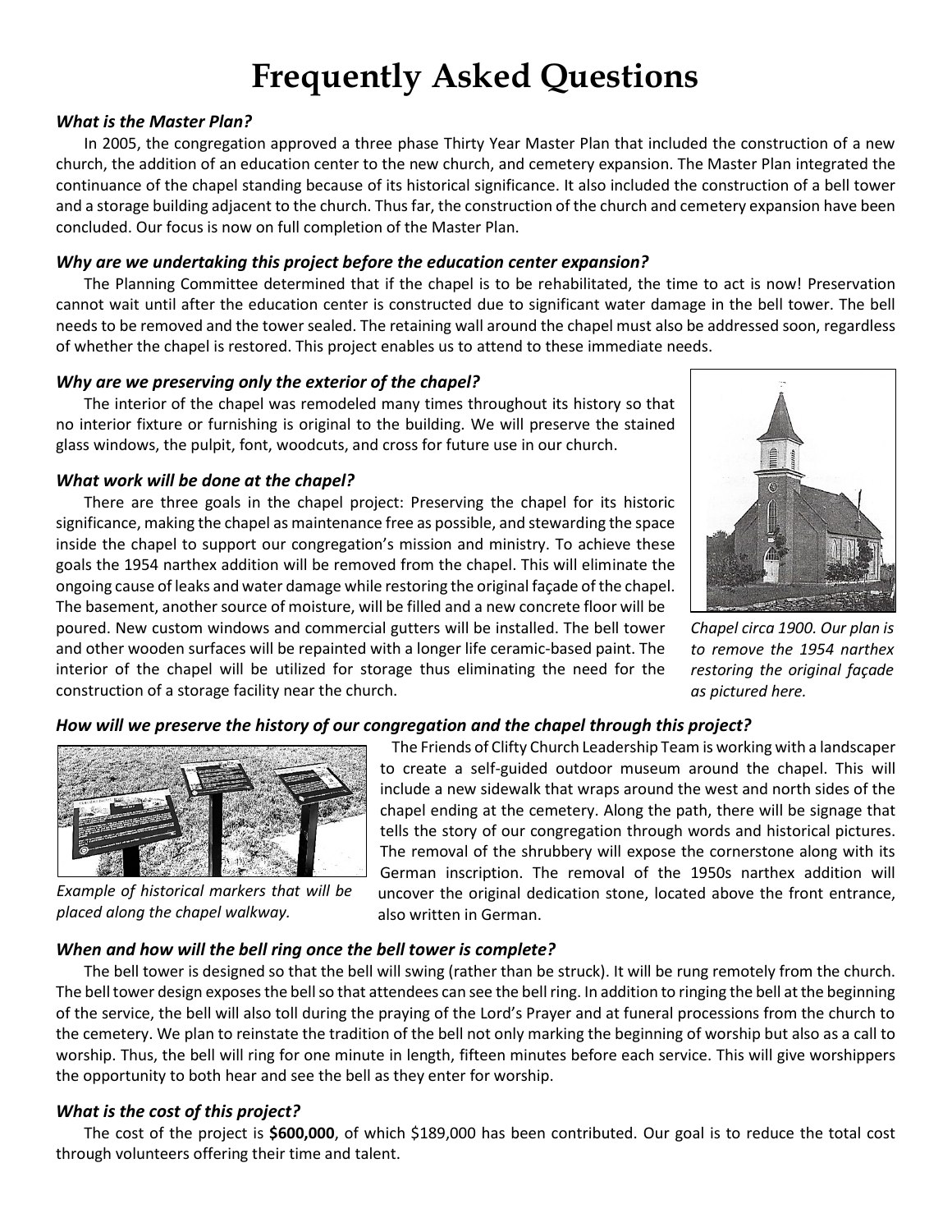# Frequently Asked Questions

### *What is the Master Plan?*

In 2005, the congregation approved a three phase Thirty Year Master Plan that included the construction of a new church, the addition of an education center to the new church, and cemetery expansion. The Master Plan integrated the continuance of the chapel standing because of its historical significance. It also included the construction of a bell tower and a storage building adjacent to the church. Thus far, the construction of the church and cemetery expansion have been concluded. Our focus is now on full completion of the Master Plan.

### *Why are we undertaking this project before the education center expansion?*

The Planning Committee determined that if the chapel is to be rehabilitated, the time to act is now! Preservation cannot wait until after the education center is constructed due to significant water damage in the bell tower. The bell needs to be removed and the tower sealed. The retaining wall around the chapel must also be addressed soon, regardless of whether the chapel is restored. This project enables us to attend to these immediate needs.

### *Why are we preserving only the exterior of the chapel?*

The interior of the chapel was remodeled many times throughout its history so that no interior fixture or furnishing is original to the building. We will preserve the stained glass windows, the pulpit, font, woodcuts, and cross for future use in our church.

### *What work will be done at the chapel?*

There are three goals in the chapel project: Preserving the chapel for its historic significance, making the chapel as maintenance free as possible, and stewarding the space inside the chapel to support our congregation's mission and ministry. To achieve these goals the 1954 narthex addition will be removed from the chapel. This will eliminate the ongoing cause of leaks and water damage while restoring the original façade of the chapel. The basement, another source of moisture, will be filled and a new concrete floor will be poured. New custom windows and commercial gutters will be installed. The bell tower and other wooden surfaces will be repainted with a longer life ceramic-based paint. The interior of the chapel will be utilized for storage thus eliminating the need for the construction of a storage facility near the church.

*Chapel circa 1900. Our plan is to remove the 1954 narthex restoring the original façade as pictured here.*

### *How will we preserve the history of our congregation and the chapel through this project?*

The Friends of Clifty Church Leadership Team is working with a landscaper to create a self-guided outdoor museum around the chapel. This will include a new sidewalk that wraps around the west and north sides of the chapel ending at the cemetery. Along the path, there will be signage that tells the story of our congregation through words and historical pictures. The removal of the shrubbery will expose the cornerstone along with its German inscription. The removal of the 1950s narthex addition will uncover the original dedication stone, located above the front entrance, also written in German.

*Example of historical markers that will be placed along the chapel walkway.*

### *When and how will the bell ring once the bell tower is complete?*

The bell tower is designed so that the bell will swing (rather than be struck). It will be rung remotely from the church. The bell tower design exposes the bell so that attendees can see the bell ring. In addition to ringing the bell at the beginning of the service, the bell will also toll during the praying of the Lord's Prayer and at funeral processions from the church to the cemetery. We plan to reinstate the tradition of the bell not only marking the beginning of worship but also as a call to worship. Thus, the bell will ring for one minute in length, fifteen minutes before each service. This will give worshippers the opportunity to both hear and see the bell as they enter for worship.

### *What is the cost of this project?*

The cost of the project is **$600,000**, of which $189,000 has been contributed. Our goal is to reduce the total cost through volunteers offering their time and talent.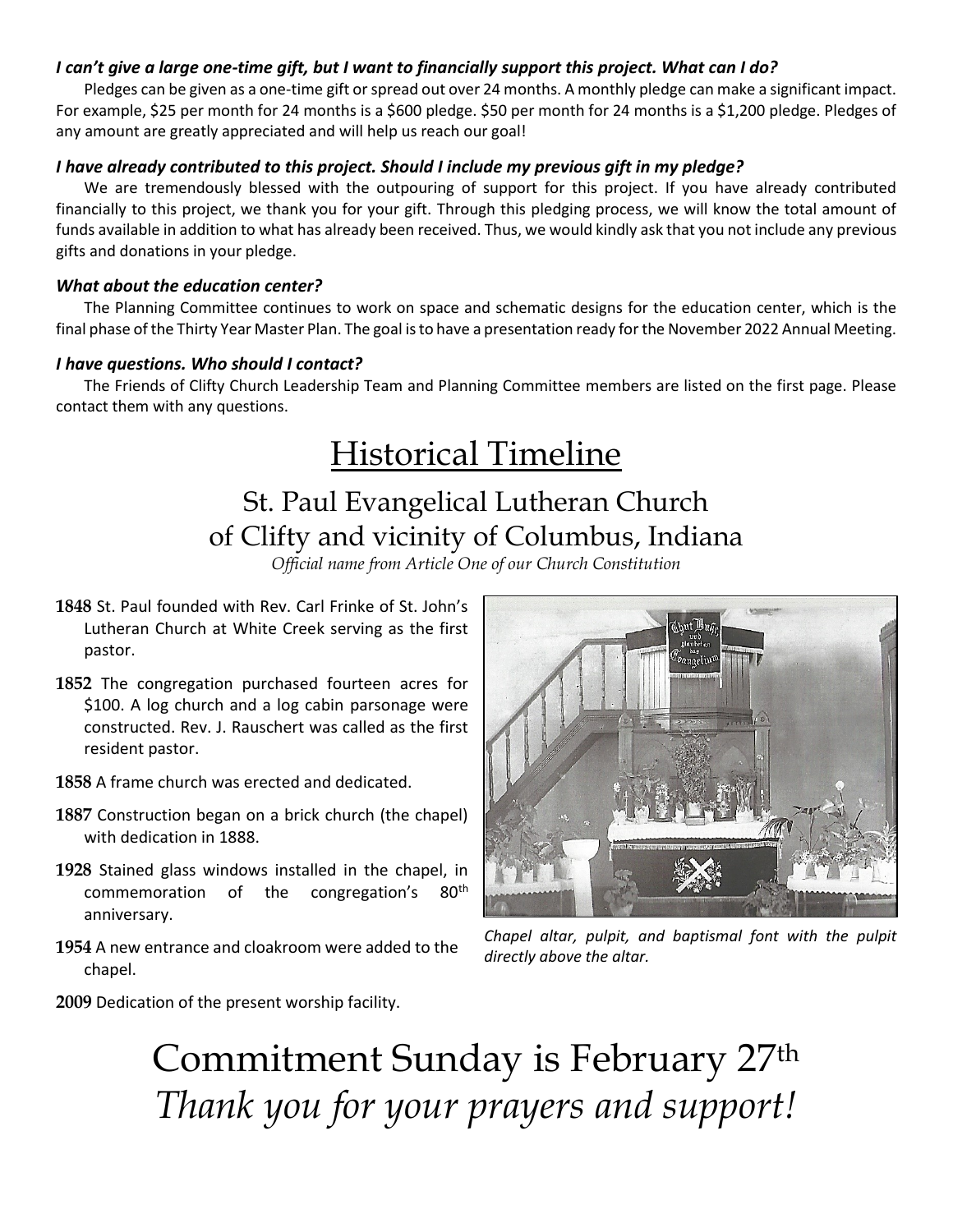***I can't give a large one-time gift, but I want to financially support this project. What can I do?***

Pledges can be given as a one-time gift or spread out over 24 months. A monthly pledge can make a significant impact. For example, $25 per month for 24 months is a $600 pledge. $50 per month for 24 months is a $1,200 pledge. Pledges of any amount are greatly appreciated and will help us reach our goal!

***I have already contributed to this project. Should I include my previous gift in my pledge?***

We are tremendously blessed with the outpouring of support for this project. If you have already contributed financially to this project, we thank you for your gift. Through this pledging process, we will know the total amount of funds available in addition to what has already been received. Thus, we would kindly ask that you not include any previous gifts and donations in your pledge.

***What about the education center?***

The Planning Committee continues to work on space and schematic designs for the education center, which is the final phase of the Thirty Year Master Plan. The goal is to have a presentation ready for the November 2022 Annual Meeting.

***I have questions. Who should I contact?***

The Friends of Clifty Church Leadership Team and Planning Committee members are listed on the first page. Please contact them with any questions.

# Historical Timeline

## St. Paul Evangelical Lutheran Church of Clifty and vicinity of Columbus, Indiana

*Official name from Article One of our Church Constitution*

**1848** St. Paul founded with Rev. Carl Frinke of St. John's Lutheran Church at White Creek serving as the first pastor.

**1852** The congregation purchased fourteen acres for $100. A log church and a log cabin parsonage were constructed. Rev. J. Rauschert was called as the first resident pastor.

**1858** A frame church was erected and dedicated.

**1887** Construction began on a brick church (the chapel) with dedication in 1888.

**1928** Stained glass windows installed in the chapel, in commemoration of the congregation's 80th anniversary.

**1954** A new entrance and cloakroom were added to the chapel.

**2009** Dedication of the present worship facility.

*Chapel altar, pulpit, and baptismal font with the pulpit directly above the altar.*

# Commitment Sunday is February 27th

# *Thank you for your prayers and support!*